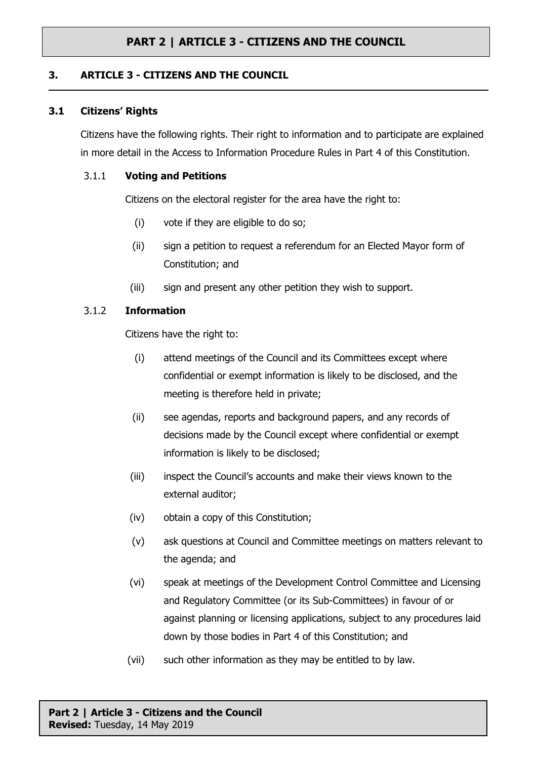# 3. ARTICLE 3 - CITIZENS AND THE COUNCIL

## 3.1 Citizens' Rights

Citizens have the following rights. Their right to information and to participate are explained in more detail in the Access to Information Procedure Rules in Part 4 of this Constitution.

### 3.1.1 Voting and Petitions

Citizens on the electoral register for the area have the right to:

(i) vote if they are eligible to do so;

(ii) sign a petition to request a referendum for an Elected Mayor form of Constitution; and

(iii) sign and present any other petition they wish to support.

### 3.1.2 Information

Citizens have the right to:

(i) attend meetings of the Council and its Committees except where confidential or exempt information is likely to be disclosed, and the meeting is therefore held in private;

(ii) see agendas, reports and background papers, and any records of decisions made by the Council except where confidential or exempt information is likely to be disclosed;

(iii) inspect the Council's accounts and make their views known to the external auditor;

(iv) obtain a copy of this Constitution;

(v) ask questions at Council and Committee meetings on matters relevant to the agenda; and

(vi) speak at meetings of the Development Control Committee and Licensing and Regulatory Committee (or its Sub-Committees) in favour of or against planning or licensing applications, subject to any procedures laid down by those bodies in Part 4 of this Constitution; and

(vii) such other information as they may be entitled to by law.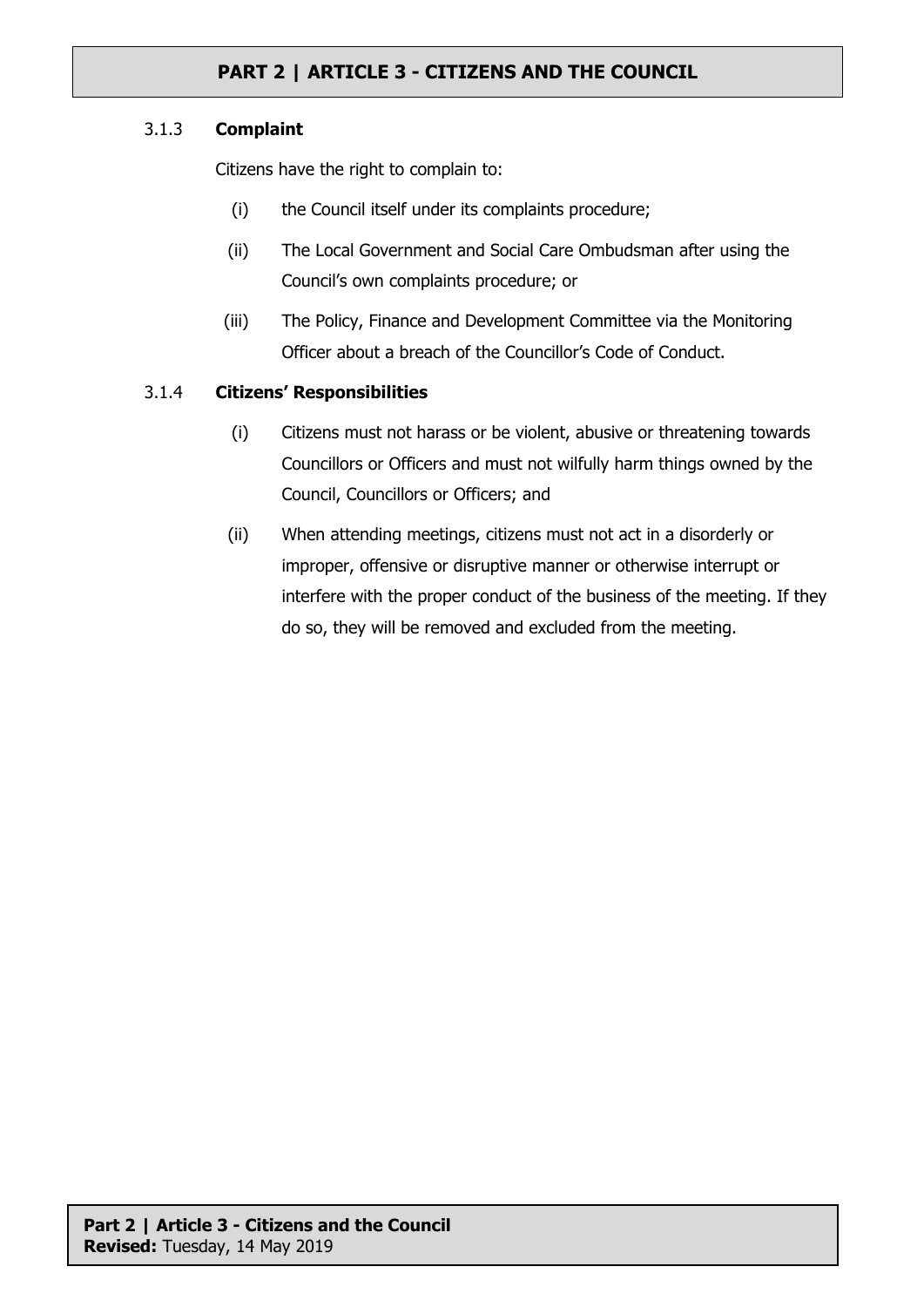### 3.1.3 **Complaint**

Citizens have the right to complain to:

(i) the Council itself under its complaints procedure;

(ii) The Local Government and Social Care Ombudsman after using the Council's own complaints procedure; or

(iii) The Policy, Finance and Development Committee via the Monitoring Officer about a breach of the Councillor's Code of Conduct.

### 3.1.4 **Citizens' Responsibilities**

(i) Citizens must not harass or be violent, abusive or threatening towards Councillors or Officers and must not wilfully harm things owned by the Council, Councillors or Officers; and

(ii) When attending meetings, citizens must not act in a disorderly or improper, offensive or disruptive manner or otherwise interrupt or interfere with the proper conduct of the business of the meeting. If they do so, they will be removed and excluded from the meeting.